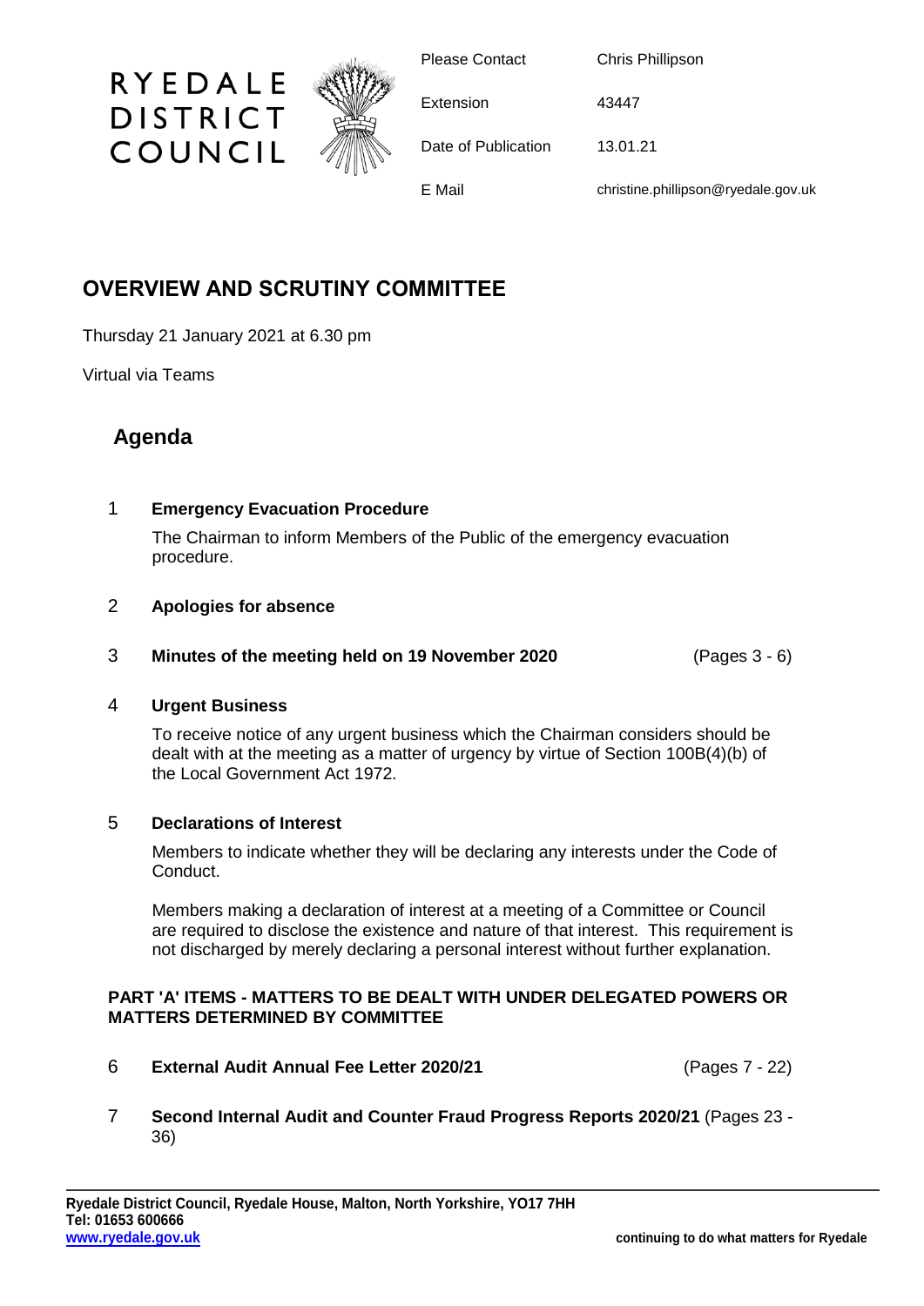RYEDALE DISTRICT COUNCIL

| | |
|---|---|
| Please Contact | Chris Phillipson |
| Extension | 43447 |
| Date of Publication | 13.01.21 |
| E Mail | christine.phillipson@ryedale.gov.uk |

# OVERVIEW AND SCRUTINY COMMITTEE

Thursday 21 January 2021 at 6.30 pm

Virtual via Teams

## Agenda

1 **Emergency Evacuation Procedure**

The Chairman to inform Members of the Public of the emergency evacuation procedure.

2 **Apologies for absence**

3 **Minutes of the meeting held on 19 November 2020** (Pages 3 - 6)

4 **Urgent Business**

To receive notice of any urgent business which the Chairman considers should be dealt with at the meeting as a matter of urgency by virtue of Section 100B(4)(b) of the Local Government Act 1972.

5 **Declarations of Interest**

Members to indicate whether they will be declaring any interests under the Code of Conduct.

Members making a declaration of interest at a meeting of a Committee or Council are required to disclose the existence and nature of that interest. This requirement is not discharged by merely declaring a personal interest without further explanation.

**PART 'A' ITEMS - MATTERS TO BE DEALT WITH UNDER DELEGATED POWERS OR MATTERS DETERMINED BY COMMITTEE**

6 **External Audit Annual Fee Letter 2020/21** (Pages 7 - 22)

7 **Second Internal Audit and Counter Fraud Progress Reports 2020/21** (Pages 23 - 36)

**Ryedale District Council, Ryedale House, Malton, North Yorkshire, YO17 7HH**
**Tel: 01653 600666**
**www.ryedale.gov.uk**

**continuing to do what matters for Ryedale**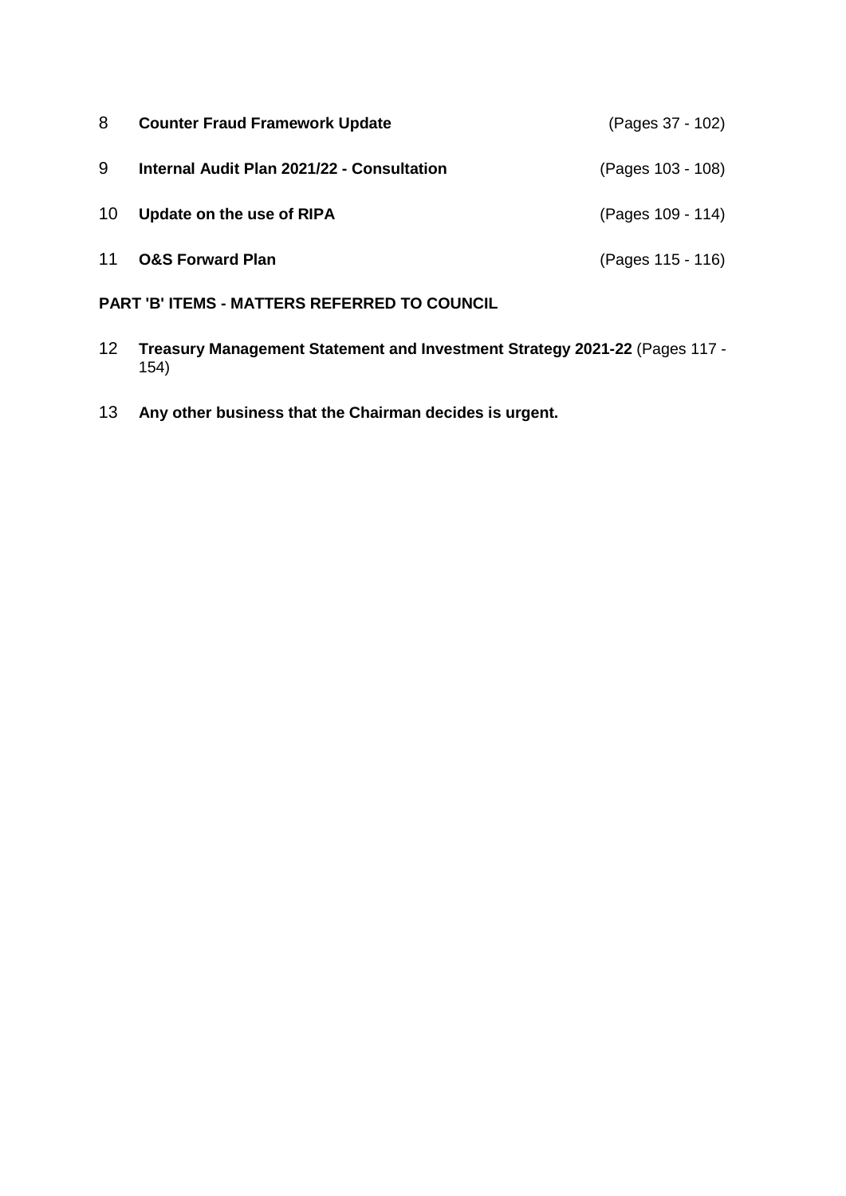8 **Counter Fraud Framework Update** (Pages 37 - 102)

9 **Internal Audit Plan 2021/22 - Consultation** (Pages 103 - 108)

10 **Update on the use of RIPA** (Pages 109 - 114)

11 **O&S Forward Plan** (Pages 115 - 116)

**PART 'B' ITEMS - MATTERS REFERRED TO COUNCIL**

12 **Treasury Management Statement and Investment Strategy 2021-22** (Pages 117 - 154)

13 **Any other business that the Chairman decides is urgent.**